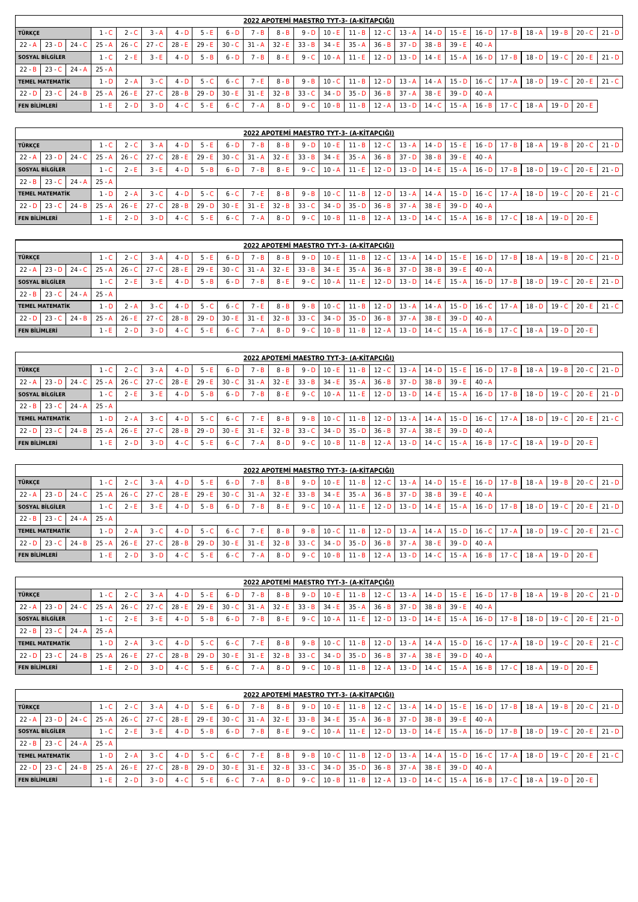## 2022 APOTEMİ MAESTRO TYT-3- (A-KİTAPÇIĞI)

| | | | | | | | | | | | | | | | | | | | | | |
|---|---|---|---|---|---|---|---|---|---|---|---|---|---|---|---|---|---|---|---|---|---|
| **TÜRKÇE** | 1 - C | 2 - C | 3 - A | 4 - D | 5 - E | 6 - D | 7 - B | 8 - B | 9 - D | 10 - E | 11 - B | 12 - C | 13 - A | 14 - D | 15 - E | 16 - D | 17 - B | 18 - A | 19 - B | 20 - C | 21 - D |
| | 22 - A | 23 - D | 24 - C | 25 - A | 26 - C | 27 - C | 28 - E | 29 - E | 30 - C | 31 - A | 32 - E | 33 - B | 34 - E | 35 - A | 36 - B | 37 - D | 38 - B | 39 - E | 40 - A | | |
| **SOSYAL BİLGİLER** | 1 - C | 2 - E | 3 - E | 4 - D | 5 - B | 6 - D | 7 - B | 8 - E | 9 - C | 10 - A | 11 - E | 12 - D | 13 - D | 14 - E | 15 - A | 16 - D | 17 - B | 18 - D | 19 - C | 20 - E | 21 - D |
| | 22 - B | 23 - C | 24 - A | 25 - A | | | | | | | | | | | | | | | | | |
| **TEMEL MATEMATİK** | 1 - D | 2 - A | 3 - C | 4 - D | 5 - C | 6 - C | 7 - E | 8 - B | 9 - B | 10 - C | 11 - B | 12 - D | 13 - A | 14 - A | 15 - D | 16 - C | 17 - A | 18 - D | 19 - C | 20 - E | 21 - C |
| | 22 - D | 23 - C | 24 - B | 25 - A | 26 - E | 27 - C | 28 - B | 29 - D | 30 - E | 31 - E | 32 - B | 33 - C | 34 - D | 35 - D | 36 - B | 37 - A | 38 - E | 39 - D | 40 - A | | |
| **FEN BİLİMLERİ** | 1 - E | 2 - D | 3 - D | 4 - C | 5 - E | 6 - C | 7 - A | 8 - D | 9 - C | 10 - B | 11 - B | 12 - A | 13 - D | 14 - C | 15 - A | 16 - B | 17 - C | 18 - A | 19 - D | 20 - E | |

## 2022 APOTEMİ MAESTRO TYT-3- (A-KİTAPÇIĞI)

| | | | | | | | | | | | | | | | | | | | | | |
|---|---|---|---|---|---|---|---|---|---|---|---|---|---|---|---|---|---|---|---|---|---|
| **TÜRKÇE** | 1 - C | 2 - C | 3 - A | 4 - D | 5 - E | 6 - D | 7 - B | 8 - B | 9 - D | 10 - E | 11 - B | 12 - C | 13 - A | 14 - D | 15 - E | 16 - D | 17 - B | 18 - A | 19 - B | 20 - C | 21 - D |
| | 22 - A | 23 - D | 24 - C | 25 - A | 26 - C | 27 - C | 28 - E | 29 - E | 30 - C | 31 - A | 32 - E | 33 - B | 34 - E | 35 - A | 36 - B | 37 - D | 38 - B | 39 - E | 40 - A | | |
| **SOSYAL BİLGİLER** | 1 - C | 2 - E | 3 - E | 4 - D | 5 - B | 6 - D | 7 - B | 8 - E | 9 - C | 10 - A | 11 - E | 12 - D | 13 - D | 14 - E | 15 - A | 16 - D | 17 - B | 18 - D | 19 - C | 20 - E | 21 - D |
| | 22 - B | 23 - C | 24 - A | 25 - A | | | | | | | | | | | | | | | | | |
| **TEMEL MATEMATİK** | 1 - D | 2 - A | 3 - C | 4 - D | 5 - C | 6 - C | 7 - E | 8 - B | 9 - B | 10 - C | 11 - B | 12 - D | 13 - A | 14 - A | 15 - D | 16 - C | 17 - A | 18 - D | 19 - C | 20 - E | 21 - C |
| | 22 - D | 23 - C | 24 - B | 25 - A | 26 - E | 27 - C | 28 - B | 29 - D | 30 - E | 31 - E | 32 - B | 33 - C | 34 - D | 35 - D | 36 - B | 37 - A | 38 - E | 39 - D | 40 - A | | |
| **FEN BİLİMLERİ** | 1 - E | 2 - D | 3 - D | 4 - C | 5 - E | 6 - C | 7 - A | 8 - D | 9 - C | 10 - B | 11 - B | 12 - A | 13 - D | 14 - C | 15 - A | 16 - B | 17 - C | 18 - A | 19 - D | 20 - E | |

## 2022 APOTEMİ MAESTRO TYT-3- (A-KİTAPÇIĞI)

| | | | | | | | | | | | | | | | | | | | | | |
|---|---|---|---|---|---|---|---|---|---|---|---|---|---|---|---|---|---|---|---|---|---|
| **TÜRKÇE** | 1 - C | 2 - C | 3 - A | 4 - D | 5 - E | 6 - D | 7 - B | 8 - B | 9 - D | 10 - E | 11 - B | 12 - C | 13 - A | 14 - D | 15 - E | 16 - D | 17 - B | 18 - A | 19 - B | 20 - C | 21 - D |
| | 22 - A | 23 - D | 24 - C | 25 - A | 26 - C | 27 - C | 28 - E | 29 - E | 30 - C | 31 - A | 32 - E | 33 - B | 34 - E | 35 - A | 36 - B | 37 - D | 38 - B | 39 - E | 40 - A | | |
| **SOSYAL BİLGİLER** | 1 - C | 2 - E | 3 - E | 4 - D | 5 - B | 6 - D | 7 - B | 8 - E | 9 - C | 10 - A | 11 - E | 12 - D | 13 - D | 14 - E | 15 - A | 16 - D | 17 - B | 18 - D | 19 - C | 20 - E | 21 - D |
| | 22 - B | 23 - C | 24 - A | 25 - A | | | | | | | | | | | | | | | | | |
| **TEMEL MATEMATİK** | 1 - D | 2 - A | 3 - C | 4 - D | 5 - C | 6 - C | 7 - E | 8 - B | 9 - B | 10 - C | 11 - B | 12 - D | 13 - A | 14 - A | 15 - D | 16 - C | 17 - A | 18 - D | 19 - C | 20 - E | 21 - C |
| | 22 - D | 23 - C | 24 - B | 25 - A | 26 - E | 27 - C | 28 - B | 29 - D | 30 - E | 31 - E | 32 - B | 33 - C | 34 - D | 35 - D | 36 - B | 37 - A | 38 - E | 39 - D | 40 - A | | |
| **FEN BİLİMLERİ** | 1 - E | 2 - D | 3 - D | 4 - C | 5 - E | 6 - C | 7 - A | 8 - D | 9 - C | 10 - B | 11 - B | 12 - A | 13 - D | 14 - C | 15 - A | 16 - B | 17 - C | 18 - A | 19 - D | 20 - E | |

## 2022 APOTEMİ MAESTRO TYT-3- (A-KİTAPÇIĞI)

| | | | | | | | | | | | | | | | | | | | | | |
|---|---|---|---|---|---|---|---|---|---|---|---|---|---|---|---|---|---|---|---|---|---|
| **TÜRKÇE** | 1 - C | 2 - C | 3 - A | 4 - D | 5 - E | 6 - D | 7 - B | 8 - B | 9 - D | 10 - E | 11 - B | 12 - C | 13 - A | 14 - D | 15 - E | 16 - D | 17 - B | 18 - A | 19 - B | 20 - C | 21 - D |
| | 22 - A | 23 - D | 24 - C | 25 - A | 26 - C | 27 - C | 28 - E | 29 - E | 30 - C | 31 - A | 32 - E | 33 - B | 34 - E | 35 - A | 36 - B | 37 - D | 38 - B | 39 - E | 40 - A | | |
| **SOSYAL BİLGİLER** | 1 - C | 2 - E | 3 - E | 4 - D | 5 - B | 6 - D | 7 - B | 8 - E | 9 - C | 10 - A | 11 - E | 12 - D | 13 - D | 14 - E | 15 - A | 16 - D | 17 - B | 18 - D | 19 - C | 20 - E | 21 - D |
| | 22 - B | 23 - C | 24 - A | 25 - A | | | | | | | | | | | | | | | | | |
| **TEMEL MATEMATİK** | 1 - D | 2 - A | 3 - C | 4 - D | 5 - C | 6 - C | 7 - E | 8 - B | 9 - B | 10 - C | 11 - B | 12 - D | 13 - A | 14 - A | 15 - D | 16 - C | 17 - A | 18 - D | 19 - C | 20 - E | 21 - C |
| | 22 - D | 23 - C | 24 - B | 25 - A | 26 - E | 27 - C | 28 - B | 29 - D | 30 - E | 31 - E | 32 - B | 33 - C | 34 - D | 35 - D | 36 - B | 37 - A | 38 - E | 39 - D | 40 - A | | |
| **FEN BİLİMLERİ** | 1 - E | 2 - D | 3 - D | 4 - C | 5 - E | 6 - C | 7 - A | 8 - D | 9 - C | 10 - B | 11 - B | 12 - A | 13 - D | 14 - C | 15 - A | 16 - B | 17 - C | 18 - A | 19 - D | 20 - E | |

## 2022 APOTEMİ MAESTRO TYT-3- (A-KİTAPÇIĞI)

| | | | | | | | | | | | | | | | | | | | | | |
|---|---|---|---|---|---|---|---|---|---|---|---|---|---|---|---|---|---|---|---|---|---|
| **TÜRKÇE** | 1 - C | 2 - C | 3 - A | 4 - D | 5 - E | 6 - D | 7 - B | 8 - B | 9 - D | 10 - E | 11 - B | 12 - C | 13 - A | 14 - D | 15 - E | 16 - D | 17 - B | 18 - A | 19 - B | 20 - C | 21 - D |
| | 22 - A | 23 - D | 24 - C | 25 - A | 26 - C | 27 - C | 28 - E | 29 - E | 30 - C | 31 - A | 32 - E | 33 - B | 34 - E | 35 - A | 36 - B | 37 - D | 38 - B | 39 - E | 40 - A | | |
| **SOSYAL BİLGİLER** | 1 - C | 2 - E | 3 - E | 4 - D | 5 - B | 6 - D | 7 - B | 8 - E | 9 - C | 10 - A | 11 - E | 12 - D | 13 - D | 14 - E | 15 - A | 16 - D | 17 - B | 18 - D | 19 - C | 20 - E | 21 - D |
| | 22 - B | 23 - C | 24 - A | 25 - A | | | | | | | | | | | | | | | | | |
| **TEMEL MATEMATİK** | 1 - D | 2 - A | 3 - C | 4 - D | 5 - C | 6 - C | 7 - E | 8 - B | 9 - B | 10 - C | 11 - B | 12 - D | 13 - A | 14 - A | 15 - D | 16 - C | 17 - A | 18 - D | 19 - C | 20 - E | 21 - C |
| | 22 - D | 23 - C | 24 - B | 25 - A | 26 - E | 27 - C | 28 - B | 29 - D | 30 - E | 31 - E | 32 - B | 33 - C | 34 - D | 35 - D | 36 - B | 37 - A | 38 - E | 39 - D | 40 - A | | |
| **FEN BİLİMLERİ** | 1 - E | 2 - D | 3 - D | 4 - C | 5 - E | 6 - C | 7 - A | 8 - D | 9 - C | 10 - B | 11 - B | 12 - A | 13 - D | 14 - C | 15 - A | 16 - B | 17 - C | 18 - A | 19 - D | 20 - E | |

## 2022 APOTEMİ MAESTRO TYT-3- (A-KİTAPÇIĞI)

| | | | | | | | | | | | | | | | | | | | | | |
|---|---|---|---|---|---|---|---|---|---|---|---|---|---|---|---|---|---|---|---|---|---|
| **TÜRKÇE** | 1 - C | 2 - C | 3 - A | 4 - D | 5 - E | 6 - D | 7 - B | 8 - B | 9 - D | 10 - E | 11 - B | 12 - C | 13 - A | 14 - D | 15 - E | 16 - D | 17 - B | 18 - A | 19 - B | 20 - C | 21 - D |
| | 22 - A | 23 - D | 24 - C | 25 - A | 26 - C | 27 - C | 28 - E | 29 - E | 30 - C | 31 - A | 32 - E | 33 - B | 34 - E | 35 - A | 36 - B | 37 - D | 38 - B | 39 - E | 40 - A | | |
| **SOSYAL BİLGİLER** | 1 - C | 2 - E | 3 - E | 4 - D | 5 - B | 6 - D | 7 - B | 8 - E | 9 - C | 10 - A | 11 - E | 12 - D | 13 - D | 14 - E | 15 - A | 16 - D | 17 - B | 18 - D | 19 - C | 20 - E | 21 - D |
| | 22 - B | 23 - C | 24 - A | 25 - A | | | | | | | | | | | | | | | | | |
| **TEMEL MATEMATİK** | 1 - D | 2 - A | 3 - C | 4 - D | 5 - C | 6 - C | 7 - E | 8 - B | 9 - B | 10 - C | 11 - B | 12 - D | 13 - A | 14 - A | 15 - D | 16 - C | 17 - A | 18 - D | 19 - C | 20 - E | 21 - C |
| | 22 - D | 23 - C | 24 - B | 25 - A | 26 - E | 27 - C | 28 - B | 29 - D | 30 - E | 31 - E | 32 - B | 33 - C | 34 - D | 35 - D | 36 - B | 37 - A | 38 - E | 39 - D | 40 - A | | |
| **FEN BİLİMLERİ** | 1 - E | 2 - D | 3 - D | 4 - C | 5 - E | 6 - C | 7 - A | 8 - D | 9 - C | 10 - B | 11 - B | 12 - A | 13 - D | 14 - C | 15 - A | 16 - B | 17 - C | 18 - A | 19 - D | 20 - E | |

## 2022 APOTEMİ MAESTRO TYT-3- (A-KİTAPÇIĞI)

| | | | | | | | | | | | | | | | | | | | | | |
|---|---|---|---|---|---|---|---|---|---|---|---|---|---|---|---|---|---|---|---|---|---|
| **TÜRKÇE** | 1 - C | 2 - C | 3 - A | 4 - D | 5 - E | 6 - D | 7 - B | 8 - B | 9 - D | 10 - E | 11 - B | 12 - C | 13 - A | 14 - D | 15 - E | 16 - D | 17 - B | 18 - A | 19 - B | 20 - C | 21 - D |
| | 22 - A | 23 - D | 24 - C | 25 - A | 26 - C | 27 - C | 28 - E | 29 - E | 30 - C | 31 - A | 32 - E | 33 - B | 34 - E | 35 - A | 36 - B | 37 - D | 38 - B | 39 - E | 40 - A | | |
| **SOSYAL BİLGİLER** | 1 - C | 2 - E | 3 - E | 4 - D | 5 - B | 6 - D | 7 - B | 8 - E | 9 - C | 10 - A | 11 - E | 12 - D | 13 - D | 14 - E | 15 - A | 16 - D | 17 - B | 18 - D | 19 - C | 20 - E | 21 - D |
| | 22 - B | 23 - C | 24 - A | 25 - A | | | | | | | | | | | | | | | | | |
| **TEMEL MATEMATİK** | 1 - D | 2 - A | 3 - C | 4 - D | 5 - C | 6 - C | 7 - E | 8 - B | 9 - B | 10 - C | 11 - B | 12 - D | 13 - A | 14 - A | 15 - D | 16 - C | 17 - A | 18 - D | 19 - C | 20 - E | 21 - C |
| | 22 - D | 23 - C | 24 - B | 25 - A | 26 - E | 27 - C | 28 - B | 29 - D | 30 - E | 31 - E | 32 - B | 33 - C | 34 - D | 35 - D | 36 - B | 37 - A | 38 - E | 39 - D | 40 - A | | |
| **FEN BİLİMLERİ** | 1 - E | 2 - D | 3 - D | 4 - C | 5 - E | 6 - C | 7 - A | 8 - D | 9 - C | 10 - B | 11 - B | 12 - A | 13 - D | 14 - C | 15 - A | 16 - B | 17 - C | 18 - A | 19 - D | 20 - E | |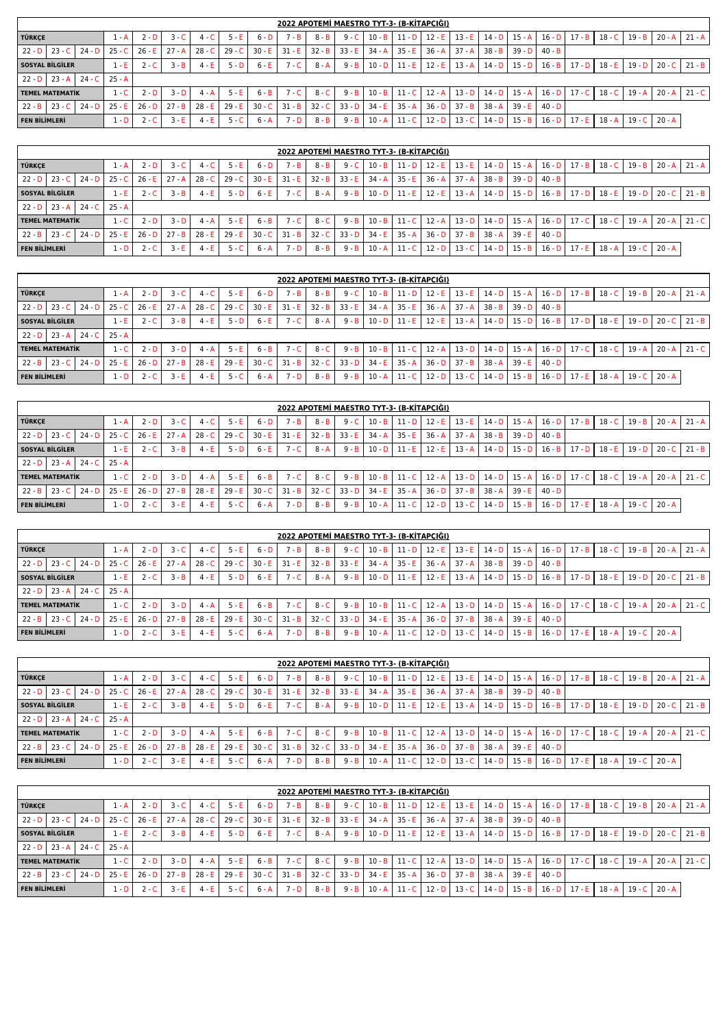## 2022 APOTEMİ MAESTRO TYT-3- (B-KİTAPÇIĞI)

| | | | | | | | | | | | | | | | | | | | | | | |
|---|---|---|---|---|---|---|---|---|---|---|---|---|---|---|---|---|---|---|---|---|---|---|
| **TÜRKÇE** | | | 1 - A | 2 - D | 3 - C | 4 - C | 5 - E | 6 - D | 7 - B | 8 - B | 9 - C | 10 - B | 11 - D | 12 - E | 13 - E | 14 - D | 15 - A | 16 - D | 17 - B | 18 - C | 19 - B | 20 - A | 21 - A |
| 22 - D | 23 - C | 24 - D | 25 - C | 26 - E | 27 - A | 28 - C | 29 - C | 30 - E | 31 - E | 32 - B | 33 - E | 34 - A | 35 - E | 36 - A | 37 - A | 38 - B | 39 - D | 40 - B | | | | | |
| **SOSYAL BİLGİLER** | | | 1 - E | 2 - C | 3 - B | 4 - E | 5 - D | 6 - E | 7 - C | 8 - A | 9 - B | 10 - D | 11 - E | 12 - E | 13 - A | 14 - D | 15 - D | 16 - B | 17 - D | 18 - E | 19 - D | 20 - C | 21 - B |
| 22 - D | 23 - A | 24 - C | 25 - A | | | | | | | | | | | | | | | | | | | | |
| **TEMEL MATEMATİK** | | | 1 - C | 2 - D | 3 - D | 4 - A | 5 - E | 6 - B | 7 - C | 8 - C | 9 - B | 10 - B | 11 - C | 12 - A | 13 - D | 14 - D | 15 - A | 16 - D | 17 - C | 18 - C | 19 - A | 20 - A | 21 - C |
| 22 - B | 23 - C | 24 - D | 25 - E | 26 - D | 27 - B | 28 - E | 29 - E | 30 - C | 31 - B | 32 - C | 33 - D | 34 - E | 35 - A | 36 - D | 37 - B | 38 - A | 39 - E | 40 - D | | | | | |
| **FEN BİLİMLERİ** | | | 1 - D | 2 - C | 3 - E | 4 - E | 5 - C | 6 - A | 7 - D | 8 - B | 9 - B | 10 - A | 11 - C | 12 - D | 13 - C | 14 - D | 15 - B | 16 - D | 17 - E | 18 - A | 19 - C | 20 - A | |

## 2022 APOTEMİ MAESTRO TYT-3- (B-KİTAPÇIĞI)

| | | | | | | | | | | | | | | | | | | | | | | |
|---|---|---|---|---|---|---|---|---|---|---|---|---|---|---|---|---|---|---|---|---|---|---|
| **TÜRKÇE** | | | 1 - A | 2 - D | 3 - C | 4 - C | 5 - E | 6 - D | 7 - B | 8 - B | 9 - C | 10 - B | 11 - D | 12 - E | 13 - E | 14 - D | 15 - A | 16 - D | 17 - B | 18 - C | 19 - B | 20 - A | 21 - A |
| 22 - D | 23 - C | 24 - D | 25 - C | 26 - E | 27 - A | 28 - C | 29 - C | 30 - E | 31 - E | 32 - B | 33 - E | 34 - A | 35 - E | 36 - A | 37 - A | 38 - B | 39 - D | 40 - B | | | | | |
| **SOSYAL BİLGİLER** | | | 1 - E | 2 - C | 3 - B | 4 - E | 5 - D | 6 - E | 7 - C | 8 - A | 9 - B | 10 - D | 11 - E | 12 - E | 13 - A | 14 - D | 15 - D | 16 - B | 17 - D | 18 - E | 19 - D | 20 - C | 21 - B |
| 22 - D | 23 - A | 24 - C | 25 - A | | | | | | | | | | | | | | | | | | | | |
| **TEMEL MATEMATİK** | | | 1 - C | 2 - D | 3 - D | 4 - A | 5 - E | 6 - B | 7 - C | 8 - C | 9 - B | 10 - B | 11 - C | 12 - A | 13 - D | 14 - D | 15 - A | 16 - D | 17 - C | 18 - C | 19 - A | 20 - A | 21 - C |
| 22 - B | 23 - C | 24 - D | 25 - E | 26 - D | 27 - B | 28 - E | 29 - E | 30 - C | 31 - B | 32 - C | 33 - D | 34 - E | 35 - A | 36 - D | 37 - B | 38 - A | 39 - E | 40 - D | | | | | |
| **FEN BİLİMLERİ** | | | 1 - D | 2 - C | 3 - E | 4 - E | 5 - C | 6 - A | 7 - D | 8 - B | 9 - B | 10 - A | 11 - C | 12 - D | 13 - C | 14 - D | 15 - B | 16 - D | 17 - E | 18 - A | 19 - C | 20 - A | |

## 2022 APOTEMİ MAESTRO TYT-3- (B-KİTAPÇIĞI)

| | | | | | | | | | | | | | | | | | | | | | | |
|---|---|---|---|---|---|---|---|---|---|---|---|---|---|---|---|---|---|---|---|---|---|---|
| **TÜRKÇE** | | | 1 - A | 2 - D | 3 - C | 4 - C | 5 - E | 6 - D | 7 - B | 8 - B | 9 - C | 10 - B | 11 - D | 12 - E | 13 - E | 14 - D | 15 - A | 16 - D | 17 - B | 18 - C | 19 - B | 20 - A | 21 - A |
| 22 - D | 23 - C | 24 - D | 25 - C | 26 - E | 27 - A | 28 - C | 29 - C | 30 - E | 31 - E | 32 - B | 33 - E | 34 - A | 35 - E | 36 - A | 37 - A | 38 - B | 39 - D | 40 - B | | | | | |
| **SOSYAL BİLGİLER** | | | 1 - E | 2 - C | 3 - B | 4 - E | 5 - D | 6 - E | 7 - C | 8 - A | 9 - B | 10 - D | 11 - E | 12 - E | 13 - A | 14 - D | 15 - D | 16 - B | 17 - D | 18 - E | 19 - D | 20 - C | 21 - B |
| 22 - D | 23 - A | 24 - C | 25 - A | | | | | | | | | | | | | | | | | | | | |
| **TEMEL MATEMATİK** | | | 1 - C | 2 - D | 3 - D | 4 - A | 5 - E | 6 - B | 7 - C | 8 - C | 9 - B | 10 - B | 11 - C | 12 - A | 13 - D | 14 - D | 15 - A | 16 - D | 17 - C | 18 - C | 19 - A | 20 - A | 21 - C |
| 22 - B | 23 - C | 24 - D | 25 - E | 26 - D | 27 - B | 28 - E | 29 - E | 30 - C | 31 - B | 32 - C | 33 - D | 34 - E | 35 - A | 36 - D | 37 - B | 38 - A | 39 - E | 40 - D | | | | | |
| **FEN BİLİMLERİ** | | | 1 - D | 2 - C | 3 - E | 4 - E | 5 - C | 6 - A | 7 - D | 8 - B | 9 - B | 10 - A | 11 - C | 12 - D | 13 - C | 14 - D | 15 - B | 16 - D | 17 - E | 18 - A | 19 - C | 20 - A | |

## 2022 APOTEMİ MAESTRO TYT-3- (B-KİTAPÇIĞI)

| | | | | | | | | | | | | | | | | | | | | | | |
|---|---|---|---|---|---|---|---|---|---|---|---|---|---|---|---|---|---|---|---|---|---|---|
| **TÜRKÇE** | | | 1 - A | 2 - D | 3 - C | 4 - C | 5 - E | 6 - D | 7 - B | 8 - B | 9 - C | 10 - B | 11 - D | 12 - E | 13 - E | 14 - D | 15 - A | 16 - D | 17 - B | 18 - C | 19 - B | 20 - A | 21 - A |
| 22 - D | 23 - C | 24 - D | 25 - C | 26 - E | 27 - A | 28 - C | 29 - C | 30 - E | 31 - E | 32 - B | 33 - E | 34 - A | 35 - E | 36 - A | 37 - A | 38 - B | 39 - D | 40 - B | | | | | |
| **SOSYAL BİLGİLER** | | | 1 - E | 2 - C | 3 - B | 4 - E | 5 - D | 6 - E | 7 - C | 8 - A | 9 - B | 10 - D | 11 - E | 12 - E | 13 - A | 14 - D | 15 - D | 16 - B | 17 - D | 18 - E | 19 - D | 20 - C | 21 - B |
| 22 - D | 23 - A | 24 - C | 25 - A | | | | | | | | | | | | | | | | | | | | |
| **TEMEL MATEMATİK** | | | 1 - C | 2 - D | 3 - D | 4 - A | 5 - E | 6 - B | 7 - C | 8 - C | 9 - B | 10 - B | 11 - C | 12 - A | 13 - D | 14 - D | 15 - A | 16 - D | 17 - C | 18 - C | 19 - A | 20 - A | 21 - C |
| 22 - B | 23 - C | 24 - D | 25 - E | 26 - D | 27 - B | 28 - E | 29 - E | 30 - C | 31 - B | 32 - C | 33 - D | 34 - E | 35 - A | 36 - D | 37 - B | 38 - A | 39 - E | 40 - D | | | | | |
| **FEN BİLİMLERİ** | | | 1 - D | 2 - C | 3 - E | 4 - E | 5 - C | 6 - A | 7 - D | 8 - B | 9 - B | 10 - A | 11 - C | 12 - D | 13 - C | 14 - D | 15 - B | 16 - D | 17 - E | 18 - A | 19 - C | 20 - A | |

## 2022 APOTEMİ MAESTRO TYT-3- (B-KİTAPÇIĞI)

| | | | | | | | | | | | | | | | | | | | | | | |
|---|---|---|---|---|---|---|---|---|---|---|---|---|---|---|---|---|---|---|---|---|---|---|
| **TÜRKÇE** | | | 1 - A | 2 - D | 3 - C | 4 - C | 5 - E | 6 - D | 7 - B | 8 - B | 9 - C | 10 - B | 11 - D | 12 - E | 13 - E | 14 - D | 15 - A | 16 - D | 17 - B | 18 - C | 19 - B | 20 - A | 21 - A |
| 22 - D | 23 - C | 24 - D | 25 - C | 26 - E | 27 - A | 28 - C | 29 - C | 30 - E | 31 - E | 32 - B | 33 - E | 34 - A | 35 - E | 36 - A | 37 - A | 38 - B | 39 - D | 40 - B | | | | | |
| **SOSYAL BİLGİLER** | | | 1 - E | 2 - C | 3 - B | 4 - E | 5 - D | 6 - E | 7 - C | 8 - A | 9 - B | 10 - D | 11 - E | 12 - E | 13 - A | 14 - D | 15 - D | 16 - B | 17 - D | 18 - E | 19 - D | 20 - C | 21 - B |
| 22 - D | 23 - A | 24 - C | 25 - A | | | | | | | | | | | | | | | | | | | | |
| **TEMEL MATEMATİK** | | | 1 - C | 2 - D | 3 - D | 4 - A | 5 - E | 6 - B | 7 - C | 8 - C | 9 - B | 10 - B | 11 - C | 12 - A | 13 - D | 14 - D | 15 - A | 16 - D | 17 - C | 18 - C | 19 - A | 20 - A | 21 - C |
| 22 - B | 23 - C | 24 - D | 25 - E | 26 - D | 27 - B | 28 - E | 29 - E | 30 - C | 31 - B | 32 - C | 33 - D | 34 - E | 35 - A | 36 - D | 37 - B | 38 - A | 39 - E | 40 - D | | | | | |
| **FEN BİLİMLERİ** | | | 1 - D | 2 - C | 3 - E | 4 - E | 5 - C | 6 - A | 7 - D | 8 - B | 9 - B | 10 - A | 11 - C | 12 - D | 13 - C | 14 - D | 15 - B | 16 - D | 17 - E | 18 - A | 19 - C | 20 - A | |

## 2022 APOTEMİ MAESTRO TYT-3- (B-KİTAPÇIĞI)

| | | | | | | | | | | | | | | | | | | | | | | |
|---|---|---|---|---|---|---|---|---|---|---|---|---|---|---|---|---|---|---|---|---|---|---|
| **TÜRKÇE** | | | 1 - A | 2 - D | 3 - C | 4 - C | 5 - E | 6 - D | 7 - B | 8 - B | 9 - C | 10 - B | 11 - D | 12 - E | 13 - E | 14 - D | 15 - A | 16 - D | 17 - B | 18 - C | 19 - B | 20 - A | 21 - A |
| 22 - D | 23 - C | 24 - D | 25 - C | 26 - E | 27 - A | 28 - C | 29 - C | 30 - E | 31 - E | 32 - B | 33 - E | 34 - A | 35 - E | 36 - A | 37 - A | 38 - B | 39 - D | 40 - B | | | | | |
| **SOSYAL BİLGİLER** | | | 1 - E | 2 - C | 3 - B | 4 - E | 5 - D | 6 - E | 7 - C | 8 - A | 9 - B | 10 - D | 11 - E | 12 - E | 13 - A | 14 - D | 15 - D | 16 - B | 17 - D | 18 - E | 19 - D | 20 - C | 21 - B |
| 22 - D | 23 - A | 24 - C | 25 - A | | | | | | | | | | | | | | | | | | | | |
| **TEMEL MATEMATİK** | | | 1 - C | 2 - D | 3 - D | 4 - A | 5 - E | 6 - B | 7 - C | 8 - C | 9 - B | 10 - B | 11 - C | 12 - A | 13 - D | 14 - D | 15 - A | 16 - D | 17 - C | 18 - C | 19 - A | 20 - A | 21 - C |
| 22 - B | 23 - C | 24 - D | 25 - E | 26 - D | 27 - B | 28 - E | 29 - E | 30 - C | 31 - B | 32 - C | 33 - D | 34 - E | 35 - A | 36 - D | 37 - B | 38 - A | 39 - E | 40 - D | | | | | |
| **FEN BİLİMLERİ** | | | 1 - D | 2 - C | 3 - E | 4 - E | 5 - C | 6 - A | 7 - D | 8 - B | 9 - B | 10 - A | 11 - C | 12 - D | 13 - C | 14 - D | 15 - B | 16 - D | 17 - E | 18 - A | 19 - C | 20 - A | |

## 2022 APOTEMİ MAESTRO TYT-3- (B-KİTAPÇIĞI)

| | | | | | | | | | | | | | | | | | | | | | | |
|---|---|---|---|---|---|---|---|---|---|---|---|---|---|---|---|---|---|---|---|---|---|---|
| **TÜRKÇE** | | | 1 - A | 2 - D | 3 - C | 4 - C | 5 - E | 6 - D | 7 - B | 8 - B | 9 - C | 10 - B | 11 - D | 12 - E | 13 - E | 14 - D | 15 - A | 16 - D | 17 - B | 18 - C | 19 - B | 20 - A | 21 - A |
| 22 - D | 23 - C | 24 - D | 25 - C | 26 - E | 27 - A | 28 - C | 29 - C | 30 - E | 31 - E | 32 - B | 33 - E | 34 - A | 35 - E | 36 - A | 37 - A | 38 - B | 39 - D | 40 - B | | | | | |
| **SOSYAL BİLGİLER** | | | 1 - E | 2 - C | 3 - B | 4 - E | 5 - D | 6 - E | 7 - C | 8 - A | 9 - B | 10 - D | 11 - E | 12 - E | 13 - A | 14 - D | 15 - D | 16 - B | 17 - D | 18 - E | 19 - D | 20 - C | 21 - B |
| 22 - D | 23 - A | 24 - C | 25 - A | | | | | | | | | | | | | | | | | | | | |
| **TEMEL MATEMATİK** | | | 1 - C | 2 - D | 3 - D | 4 - A | 5 - E | 6 - B | 7 - C | 8 - C | 9 - B | 10 - B | 11 - C | 12 - A | 13 - D | 14 - D | 15 - A | 16 - D | 17 - C | 18 - C | 19 - A | 20 - A | 21 - C |
| 22 - B | 23 - C | 24 - D | 25 - E | 26 - D | 27 - B | 28 - E | 29 - E | 30 - C | 31 - B | 32 - C | 33 - D | 34 - E | 35 - A | 36 - D | 37 - B | 38 - A | 39 - E | 40 - D | | | | | |
| **FEN BİLİMLERİ** | | | 1 - D | 2 - C | 3 - E | 4 - E | 5 - C | 6 - A | 7 - D | 8 - B | 9 - B | 10 - A | 11 - C | 12 - D | 13 - C | 14 - D | 15 - B | 16 - D | 17 - E | 18 - A | 19 - C | 20 - A | |